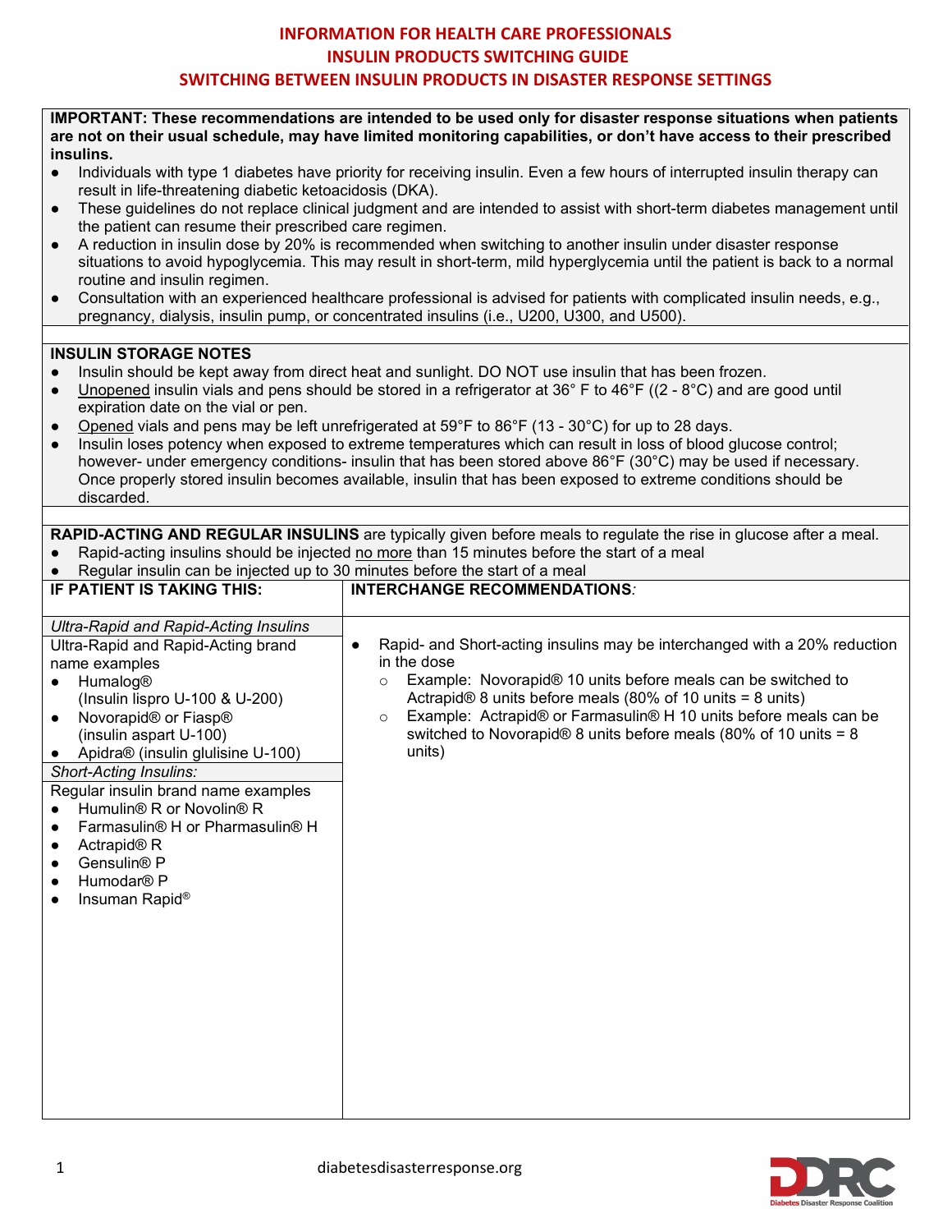# INFORMATION FOR HEALTH CARE PROFESSIONALS
# INSULIN PRODUCTS SWITCHING GUIDE
# SWITCHING BETWEEN INSULIN PRODUCTS IN DISASTER RESPONSE SETTINGS

**IMPORTANT: These recommendations are intended to be used only for disaster response situations when patients are not on their usual schedule, may have limited monitoring capabilities, or don't have access to their prescribed insulins.**

- Individuals with type 1 diabetes have priority for receiving insulin. Even a few hours of interrupted insulin therapy can result in life-threatening diabetic ketoacidosis (DKA).
- These guidelines do not replace clinical judgment and are intended to assist with short-term diabetes management until the patient can resume their prescribed care regimen.
- A reduction in insulin dose by 20% is recommended when switching to another insulin under disaster response situations to avoid hypoglycemia. This may result in short-term, mild hyperglycemia until the patient is back to a normal routine and insulin regimen.
- Consultation with an experienced healthcare professional is advised for patients with complicated insulin needs, e.g., pregnancy, dialysis, insulin pump, or concentrated insulins (i.e., U200, U300, and U500).

**INSULIN STORAGE NOTES**

- Insulin should be kept away from direct heat and sunlight. DO NOT use insulin that has been frozen.
- Unopened insulin vials and pens should be stored in a refrigerator at 36° F to 46°F ((2 - 8°C) and are good until expiration date on the vial or pen.
- Opened vials and pens may be left unrefrigerated at 59°F to 86°F (13 - 30°C) for up to 28 days.
- Insulin loses potency when exposed to extreme temperatures which can result in loss of blood glucose control; however- under emergency conditions- insulin that has been stored above 86°F (30°C) may be used if necessary. Once properly stored insulin becomes available, insulin that has been exposed to extreme conditions should be discarded.

**RAPID-ACTING AND REGULAR INSULINS** are typically given before meals to regulate the rise in glucose after a meal.

- Rapid-acting insulins should be injected no more than 15 minutes before the start of a meal
- Regular insulin can be injected up to 30 minutes before the start of a meal

| IF PATIENT IS TAKING THIS: | INTERCHANGE RECOMMENDATIONS: |
|---|---|
| *Ultra-Rapid and Rapid-Acting Insulins*<br>Ultra-Rapid and Rapid-Acting brand name examples<br>• Humalog® (Insulin lispro U-100 & U-200)<br>• Novorapid® or Fiasp® (insulin aspart U-100)<br>• Apidra® (insulin glulisine U-100)<br>*Short-Acting Insulins:*<br>Regular insulin brand name examples<br>• Humulin® R or Novolin® R<br>• Farmasulin® H or Pharmasulin® H<br>• Actrapid® R<br>• Gensulin® P<br>• Humodar® P<br>• Insuman Rapid® | • Rapid- and Short-acting insulins may be interchanged with a 20% reduction in the dose<br>○ Example: Novorapid® 10 units before meals can be switched to Actrapid® 8 units before meals (80% of 10 units = 8 units)<br>○ Example: Actrapid® or Farmasulin® H 10 units before meals can be switched to Novorapid® 8 units before meals (80% of 10 units = 8 units) |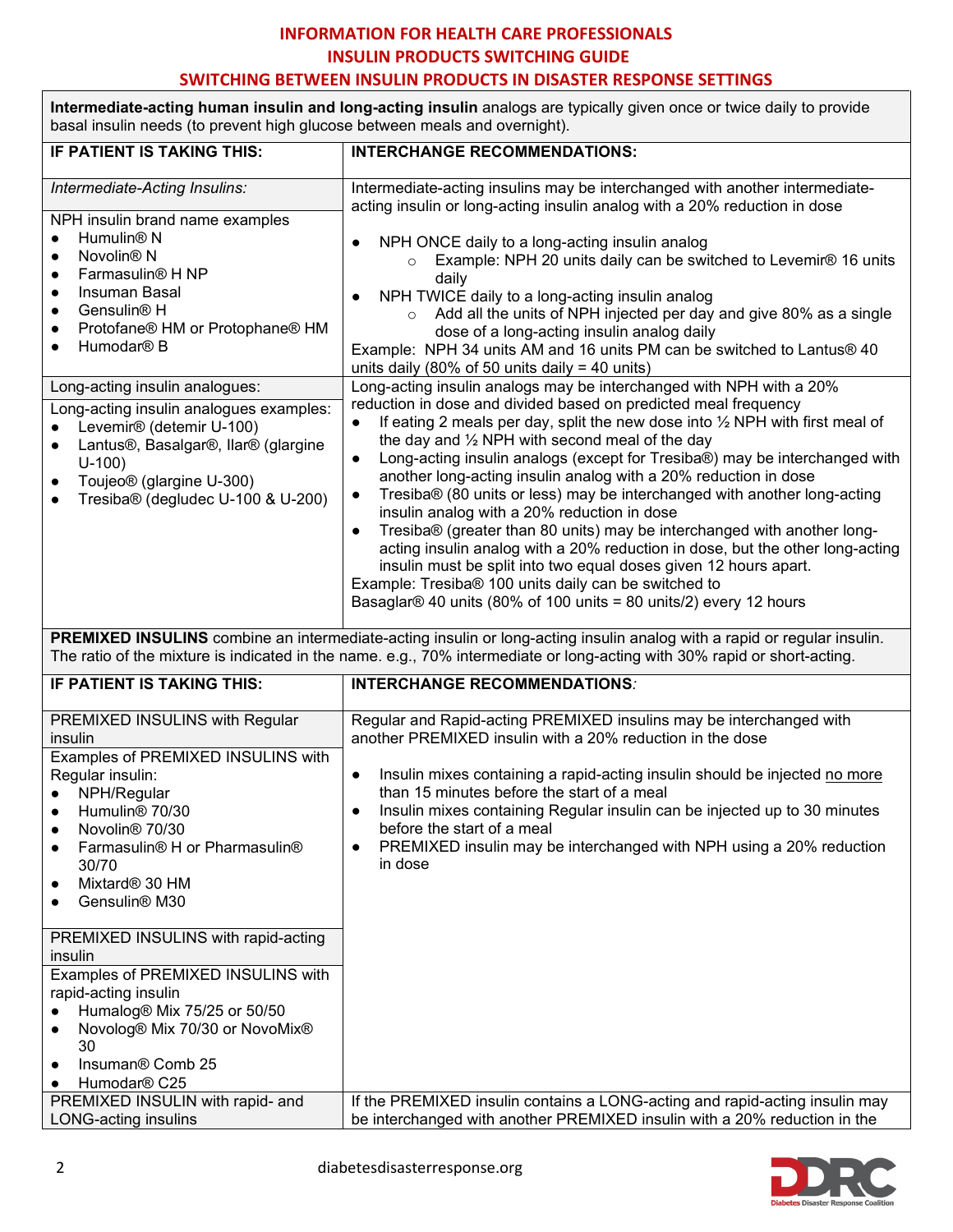**INFORMATION FOR HEALTH CARE PROFESSIONALS**
**INSULIN PRODUCTS SWITCHING GUIDE**
**SWITCHING BETWEEN INSULIN PRODUCTS IN DISASTER RESPONSE SETTINGS**

**Intermediate-acting human insulin and long-acting insulin** analogs are typically given once or twice daily to provide basal insulin needs (to prevent high glucose between meals and overnight).

| IF PATIENT IS TAKING THIS: | INTERCHANGE RECOMMENDATIONS: |
|---|---|
| *Intermediate-Acting Insulins:*<br><br>NPH insulin brand name examples<br>● Humulin® N<br>● Novolin® N<br>● Farmasulin® H NP<br>● Insuman Basal<br>● Gensulin® H<br>● Protofane® HM or Protophane® HM<br>● Humodar® B | Intermediate-acting insulins may be interchanged with another intermediate-acting insulin or long-acting insulin analog with a 20% reduction in dose<br><br>● NPH ONCE daily to a long-acting insulin analog<br>○ Example: NPH 20 units daily can be switched to Levemir® 16 units daily<br>● NPH TWICE daily to a long-acting insulin analog<br>○ Add all the units of NPH injected per day and give 80% as a single dose of a long-acting insulin analog daily<br>Example: NPH 34 units AM and 16 units PM can be switched to Lantus® 40 units daily (80% of 50 units daily = 40 units) |
| Long-acting insulin analogues:<br><br>Long-acting insulin analogues examples:<br>● Levemir® (detemir U-100)<br>● Lantus®, Basalgar®, Ilar® (glargine U-100)<br>● Toujeo® (glargine U-300)<br>● Tresiba® (degludec U-100 & U-200) | Long-acting insulin analogs may be interchanged with NPH with a 20% reduction in dose and divided based on predicted meal frequency<br>● If eating 2 meals per day, split the new dose into ½ NPH with first meal of the day and ½ NPH with second meal of the day<br>● Long-acting insulin analogs (except for Tresiba®) may be interchanged with another long-acting insulin analog with a 20% reduction in dose<br>● Tresiba® (80 units or less) may be interchanged with another long-acting insulin analog with a 20% reduction in dose<br>● Tresiba® (greater than 80 units) may be interchanged with another long-acting insulin analog with a 20% reduction in dose, but the other long-acting insulin must be split into two equal doses given 12 hours apart.<br>Example: Tresiba® 100 units daily can be switched to Basaglar® 40 units (80% of 100 units = 80 units/2) every 12 hours |

**PREMIXED INSULINS** combine an intermediate-acting insulin or long-acting insulin analog with a rapid or regular insulin. The ratio of the mixture is indicated in the name. e.g., 70% intermediate or long-acting with 30% rapid or short-acting.

| IF PATIENT IS TAKING THIS: | INTERCHANGE RECOMMENDATIONS: |
|---|---|
| PREMIXED INSULINS with Regular insulin<br><br>Examples of PREMIXED INSULINS with Regular insulin:<br>● NPH/Regular<br>● Humulin® 70/30<br>● Novolin® 70/30<br>● Farmasulin® H or Pharmasulin® 30/70<br>● Mixtard® 30 HM<br>● Gensulin® M30<br><br>PREMIXED INSULINS with rapid-acting insulin<br><br>Examples of PREMIXED INSULINS with rapid-acting insulin<br>● Humalog® Mix 75/25 or 50/50<br>● Novolog® Mix 70/30 or NovoMix® 30<br>● Insuman® Comb 25<br>● Humodar® C25 | Regular and Rapid-acting PREMIXED insulins may be interchanged with another PREMIXED insulin with a 20% reduction in the dose<br><br>● Insulin mixes containing a rapid-acting insulin should be injected no more than 15 minutes before the start of a meal<br>● Insulin mixes containing Regular insulin can be injected up to 30 minutes before the start of a meal<br>● PREMIXED insulin may be interchanged with NPH using a 20% reduction in dose |
| PREMIXED INSULIN with rapid- and LONG-acting insulins | If the PREMIXED insulin contains a LONG-acting and rapid-acting insulin may be interchanged with another PREMIXED insulin with a 20% reduction in the |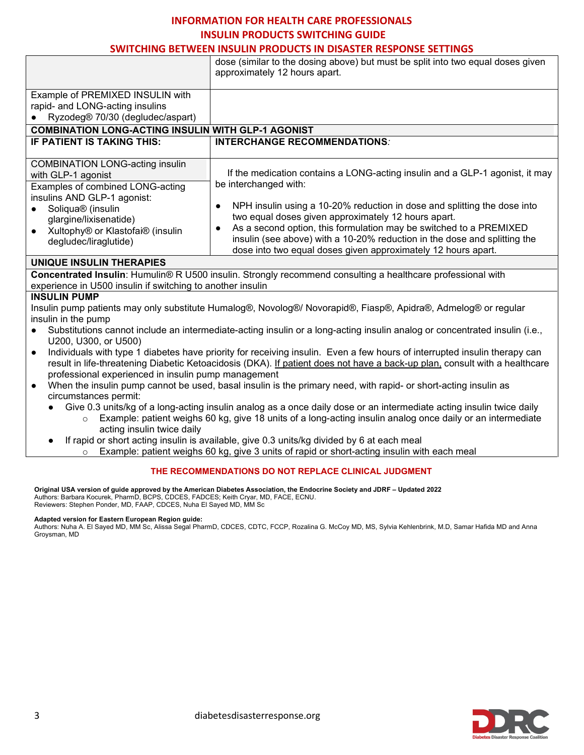| | |
|---|---|
| | dose (similar to the dosing above) but must be split into two equal doses given approximately 12 hours apart. |
| Example of PREMIXED INSULIN with rapid- and LONG-acting insulins<br>● Ryzodeg® 70/30 (degludec/aspart) | |
| **COMBINATION LONG-ACTING INSULIN WITH GLP-1 AGONIST** | |
| **IF PATIENT IS TAKING THIS:** | **INTERCHANGE RECOMMENDATIONS***:* |
| COMBINATION LONG-acting insulin with GLP-1 agonist<br>Examples of combined LONG-acting insulins AND GLP-1 agonist:<br>● Soliqua® (insulin glargine/lixisenatide)<br>● Xultophy® or Klastofai® (insulin degludec/liraglutide) | If the medication contains a LONG-acting insulin and a GLP-1 agonist, it may be interchanged with:<br>● NPH insulin using a 10-20% reduction in dose and splitting the dose into two equal doses given approximately 12 hours apart.<br>● As a second option, this formulation may be switched to a PREMIXED insulin (see above) with a 10-20% reduction in the dose and splitting the dose into two equal doses given approximately 12 hours apart. |

**UNIQUE INSULIN THERAPIES**

**Concentrated Insulin**: Humulin® R U500 insulin. Strongly recommend consulting a healthcare professional with experience in U500 insulin if switching to another insulin

**INSULIN PUMP**

Insulin pump patients may only substitute Humalog®, Novolog®/ Novorapid®, Fiasp®, Apidra®, Admelog® or regular insulin in the pump

- Substitutions cannot include an intermediate-acting insulin or a long-acting insulin analog or concentrated insulin (i.e., U200, U300, or U500)
- Individuals with type 1 diabetes have priority for receiving insulin. Even a few hours of interrupted insulin therapy can result in life-threatening Diabetic Ketoacidosis (DKA). If patient does not have a back-up plan, consult with a healthcare professional experienced in insulin pump management
- When the insulin pump cannot be used, basal insulin is the primary need, with rapid- or short-acting insulin as circumstances permit:
  - Give 0.3 units/kg of a long-acting insulin analog as a once daily dose or an intermediate acting insulin twice daily
    - Example: patient weighs 60 kg, give 18 units of a long-acting insulin analog once daily or an intermediate acting insulin twice daily
  - If rapid or short acting insulin is available, give 0.3 units/kg divided by 6 at each meal
    - Example: patient weighs 60 kg, give 3 units of rapid or short-acting insulin with each meal

**THE RECOMMENDATIONS DO NOT REPLACE CLINICAL JUDGMENT**

**Original USA version of guide approved by the American Diabetes Association, the Endocrine Society and JDRF – Updated 2022**
Authors: Barbara Kocurek, PharmD, BCPS, CDCES, FADCES; Keith Cryar, MD, FACE, ECNU.
Reviewers: Stephen Ponder, MD, FAAP, CDCES, Nuha El Sayed MD, MM Sc

**Adapted version for Eastern European Region guide:**
Authors: Nuha A. El Sayed MD, MM Sc, Alissa Segal PharmD, CDCES, CDTC, FCCP, Rozalina G. McCoy MD, MS, Sylvia Kehlenbrink, M.D, Samar Hafida MD and Anna Groysman, MD